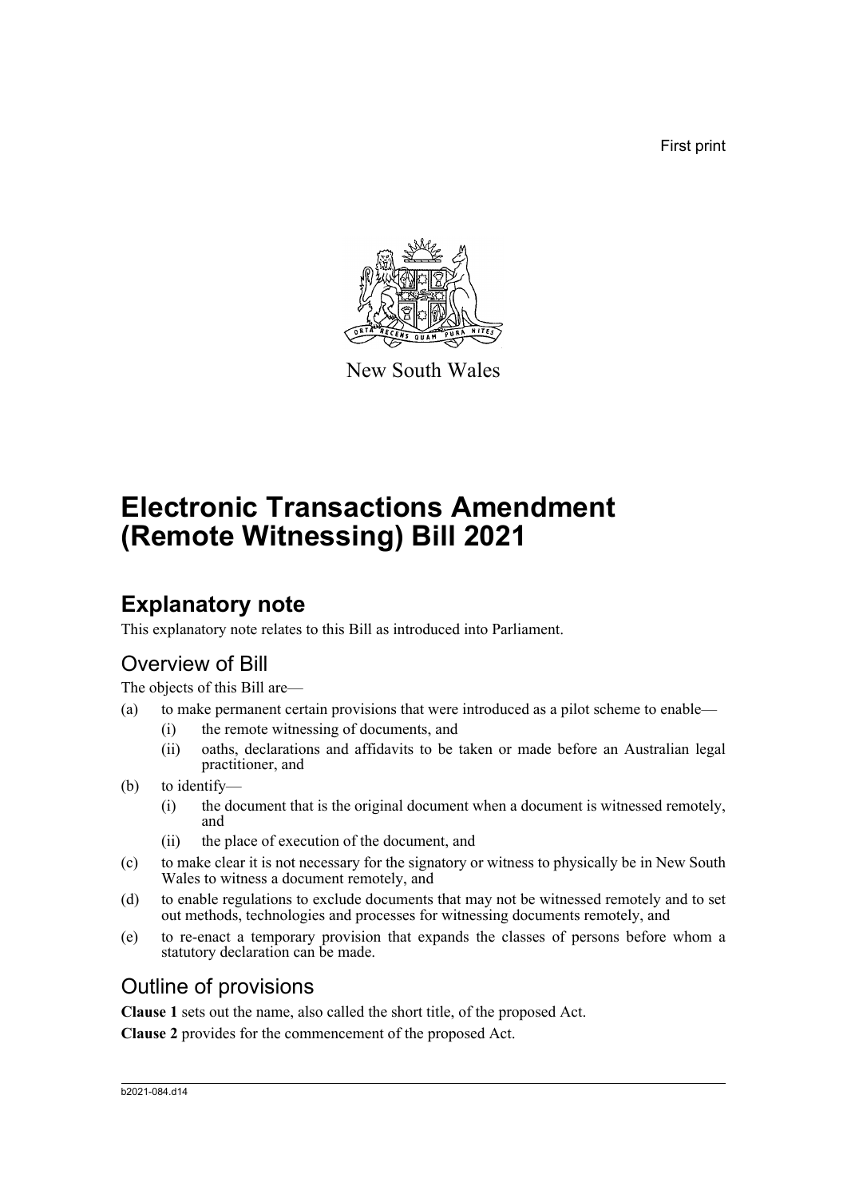First print

New South Wales

# Electronic Transactions Amendment (Remote Witnessing) Bill 2021

## Explanatory note

This explanatory note relates to this Bill as introduced into Parliament.

### Overview of Bill

The objects of this Bill are—

(a) to make permanent certain provisions that were introduced as a pilot scheme to enable—

  (i) the remote witnessing of documents, and

  (ii) oaths, declarations and affidavits to be taken or made before an Australian legal practitioner, and

(b) to identify—

  (i) the document that is the original document when a document is witnessed remotely, and

  (ii) the place of execution of the document, and

(c) to make clear it is not necessary for the signatory or witness to physically be in New South Wales to witness a document remotely, and

(d) to enable regulations to exclude documents that may not be witnessed remotely and to set out methods, technologies and processes for witnessing documents remotely, and

(e) to re-enact a temporary provision that expands the classes of persons before whom a statutory declaration can be made.

### Outline of provisions

**Clause 1** sets out the name, also called the short title, of the proposed Act.

**Clause 2** provides for the commencement of the proposed Act.

b2021-084.d14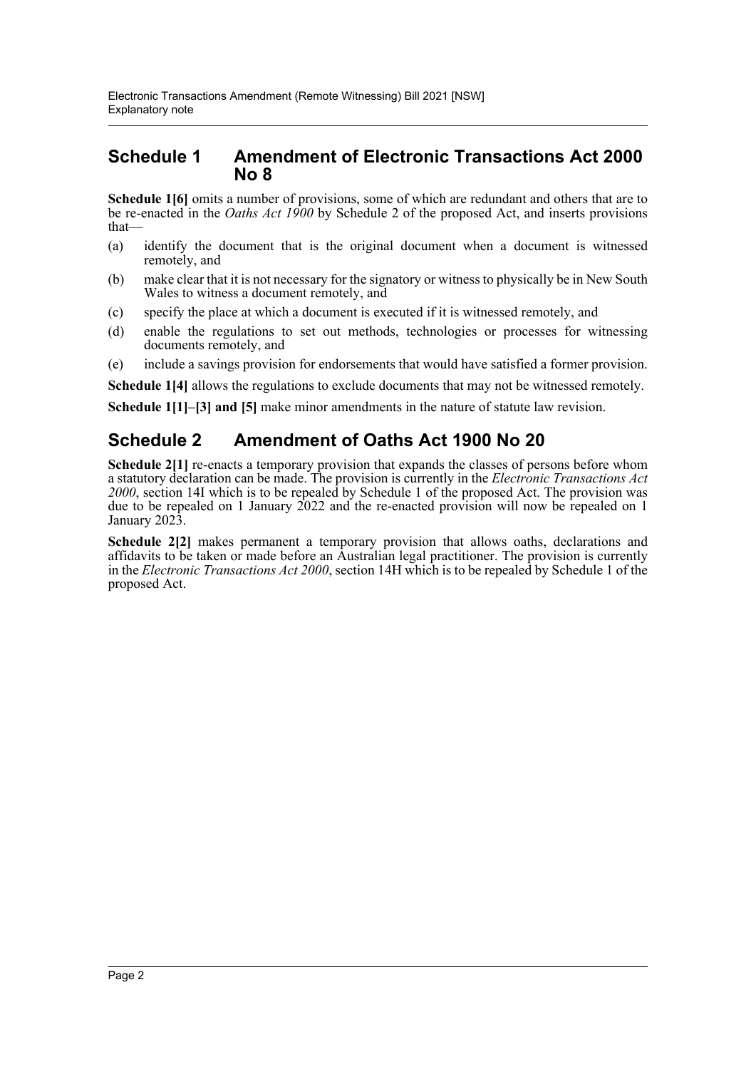## Schedule 1 Amendment of Electronic Transactions Act 2000 No 8

**Schedule 1[6]** omits a number of provisions, some of which are redundant and others that are to be re-enacted in the *Oaths Act 1900* by Schedule 2 of the proposed Act, and inserts provisions that—

(a) identify the document that is the original document when a document is witnessed remotely, and

(b) make clear that it is not necessary for the signatory or witness to physically be in New South Wales to witness a document remotely, and

(c) specify the place at which a document is executed if it is witnessed remotely, and

(d) enable the regulations to set out methods, technologies or processes for witnessing documents remotely, and

(e) include a savings provision for endorsements that would have satisfied a former provision.

**Schedule 1[4]** allows the regulations to exclude documents that may not be witnessed remotely.

**Schedule 1[1]–[3] and [5]** make minor amendments in the nature of statute law revision.

## Schedule 2 Amendment of Oaths Act 1900 No 20

**Schedule 2[1]** re-enacts a temporary provision that expands the classes of persons before whom a statutory declaration can be made. The provision is currently in the *Electronic Transactions Act 2000*, section 14I which is to be repealed by Schedule 1 of the proposed Act. The provision was due to be repealed on 1 January 2022 and the re-enacted provision will now be repealed on 1 January 2023.

**Schedule 2[2]** makes permanent a temporary provision that allows oaths, declarations and affidavits to be taken or made before an Australian legal practitioner. The provision is currently in the *Electronic Transactions Act 2000*, section 14H which is to be repealed by Schedule 1 of the proposed Act.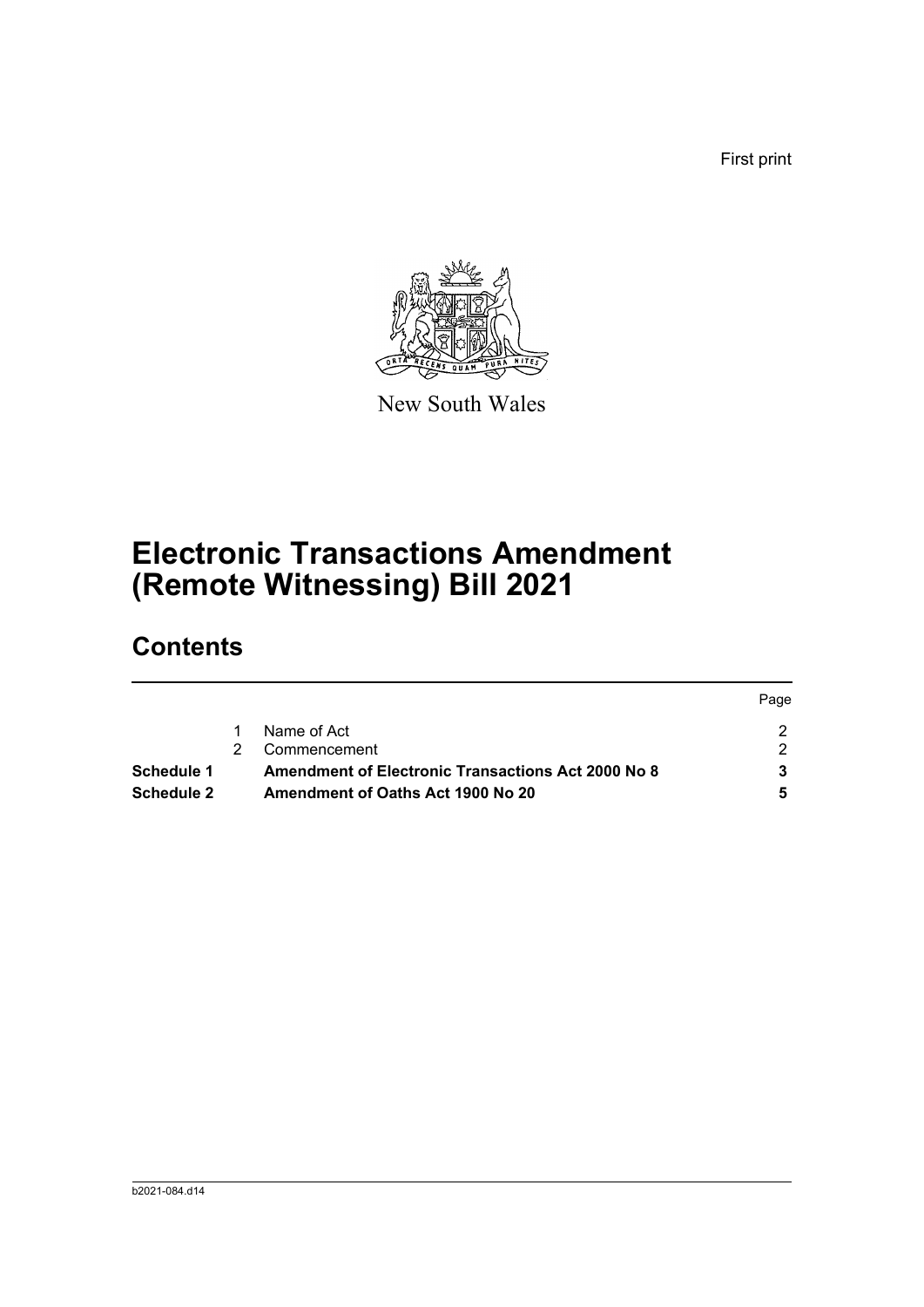First print

New South Wales

# Electronic Transactions Amendment (Remote Witnessing) Bill 2021

## Contents

| | | | Page |
|---|---|---|---|
| | 1 | Name of Act | 2 |
| | 2 | Commencement | 2 |
| **Schedule 1** | | **Amendment of Electronic Transactions Act 2000 No 8** | **3** |
| **Schedule 2** | | **Amendment of Oaths Act 1900 No 20** | **5** |

b2021-084.d14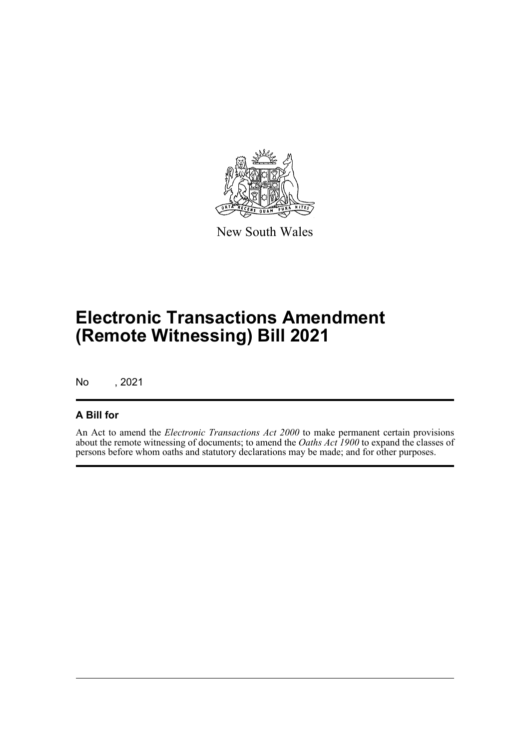New South Wales

# Electronic Transactions Amendment (Remote Witnessing) Bill 2021

No , 2021

## A Bill for

An Act to amend the *Electronic Transactions Act 2000* to make permanent certain provisions about the remote witnessing of documents; to amend the *Oaths Act 1900* to expand the classes of persons before whom oaths and statutory declarations may be made; and for other purposes.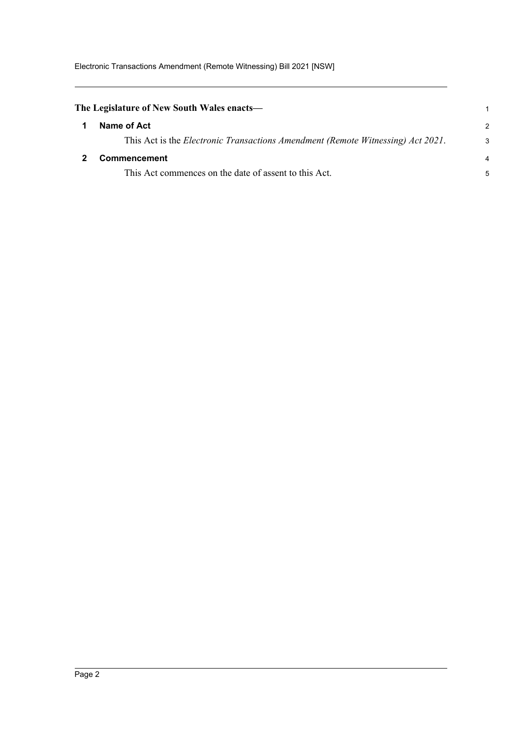**The Legislature of New South Wales enacts—**

## 1 Name of Act

This Act is the *Electronic Transactions Amendment (Remote Witnessing) Act 2021*.

## 2 Commencement

This Act commences on the date of assent to this Act.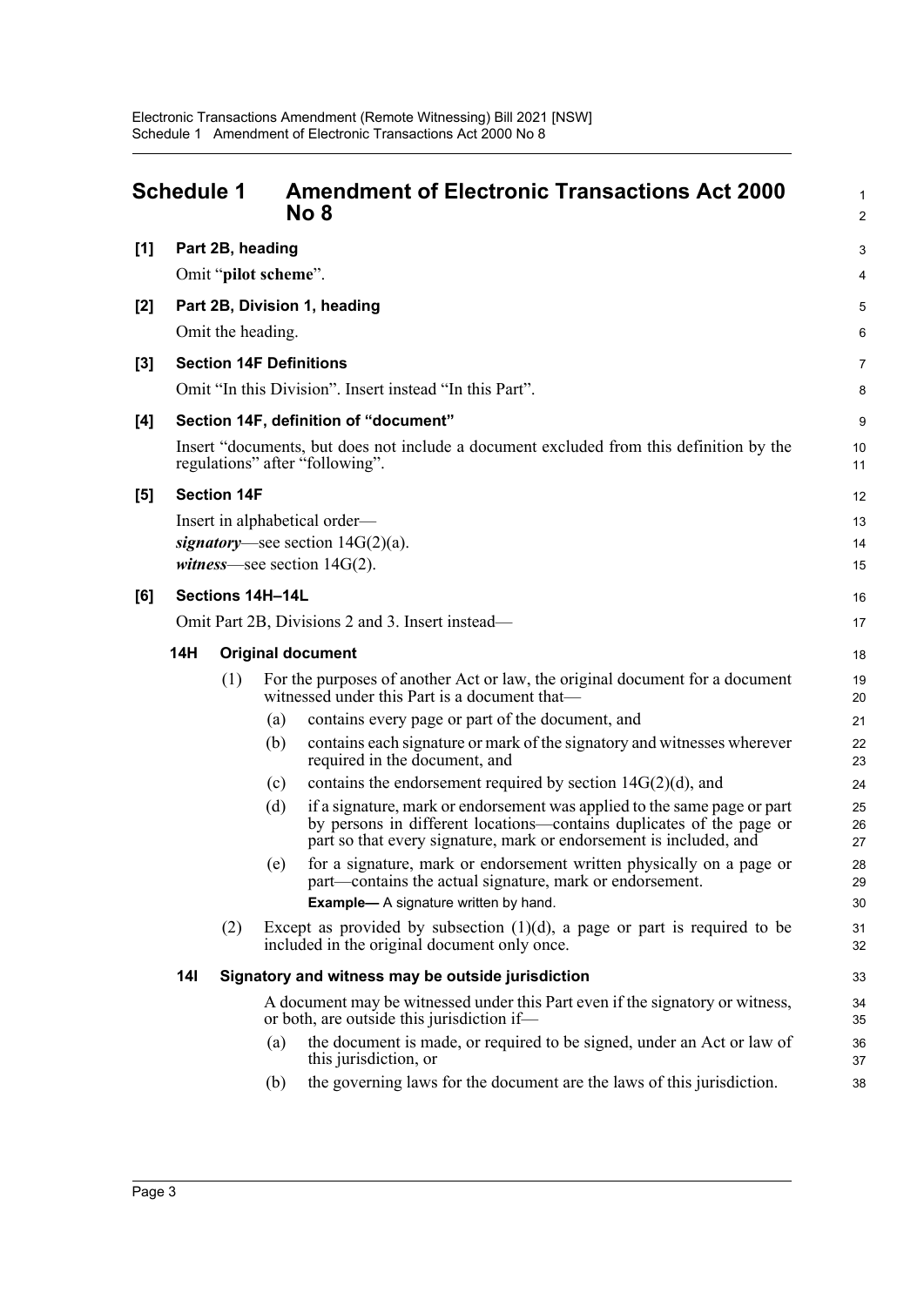## Schedule 1 Amendment of Electronic Transactions Act 2000 No 8

**[1] Part 2B, heading**

Omit "**pilot scheme**".

**[2] Part 2B, Division 1, heading**

Omit the heading.

**[3] Section 14F Definitions**

Omit "In this Division". Insert instead "In this Part".

**[4] Section 14F, definition of "document"**

Insert "documents, but does not include a document excluded from this definition by the regulations" after "following".

**[5] Section 14F**

Insert in alphabetical order—

***signatory***—see section 14G(2)(a).

***witness***—see section 14G(2).

**[6] Sections 14H–14L**

Omit Part 2B, Divisions 2 and 3. Insert instead—

**14H Original document**

(1) For the purposes of another Act or law, the original document for a document witnessed under this Part is a document that—

(a) contains every page or part of the document, and

(b) contains each signature or mark of the signatory and witnesses wherever required in the document, and

(c) contains the endorsement required by section 14G(2)(d), and

(d) if a signature, mark or endorsement was applied to the same page or part by persons in different locations—contains duplicates of the page or part so that every signature, mark or endorsement is included, and

(e) for a signature, mark or endorsement written physically on a page or part—contains the actual signature, mark or endorsement.

**Example—** A signature written by hand.

(2) Except as provided by subsection (1)(d), a page or part is required to be included in the original document only once.

**14I Signatory and witness may be outside jurisdiction**

A document may be witnessed under this Part even if the signatory or witness, or both, are outside this jurisdiction if—

(a) the document is made, or required to be signed, under an Act or law of this jurisdiction, or

(b) the governing laws for the document are the laws of this jurisdiction.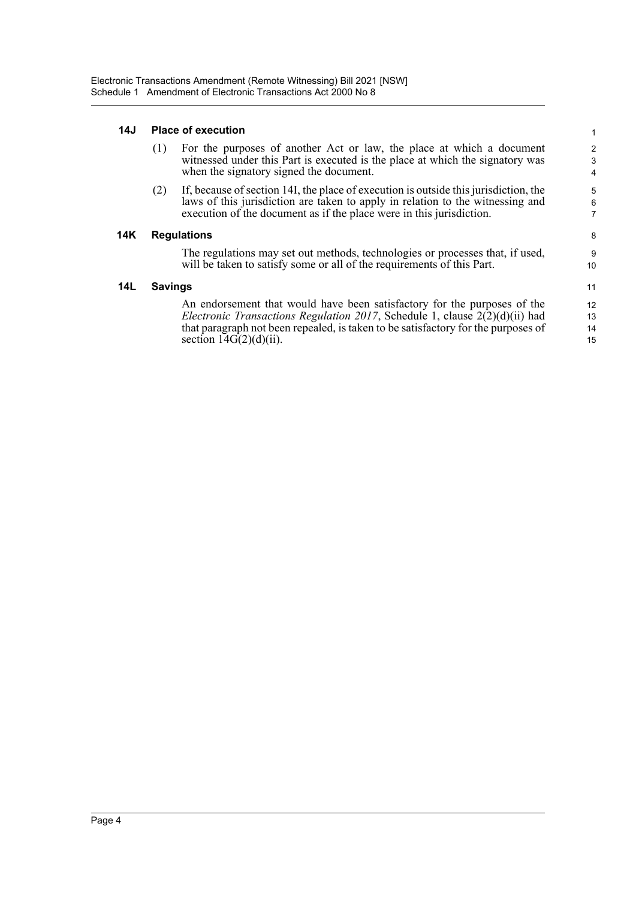### 14J Place of execution

(1) For the purposes of another Act or law, the place at which a document witnessed under this Part is executed is the place at which the signatory was when the signatory signed the document.

(2) If, because of section 14I, the place of execution is outside this jurisdiction, the laws of this jurisdiction are taken to apply in relation to the witnessing and execution of the document as if the place were in this jurisdiction.

### 14K Regulations

The regulations may set out methods, technologies or processes that, if used, will be taken to satisfy some or all of the requirements of this Part.

### 14L Savings

An endorsement that would have been satisfactory for the purposes of the *Electronic Transactions Regulation 2017*, Schedule 1, clause 2(2)(d)(ii) had that paragraph not been repealed, is taken to be satisfactory for the purposes of section 14G(2)(d)(ii).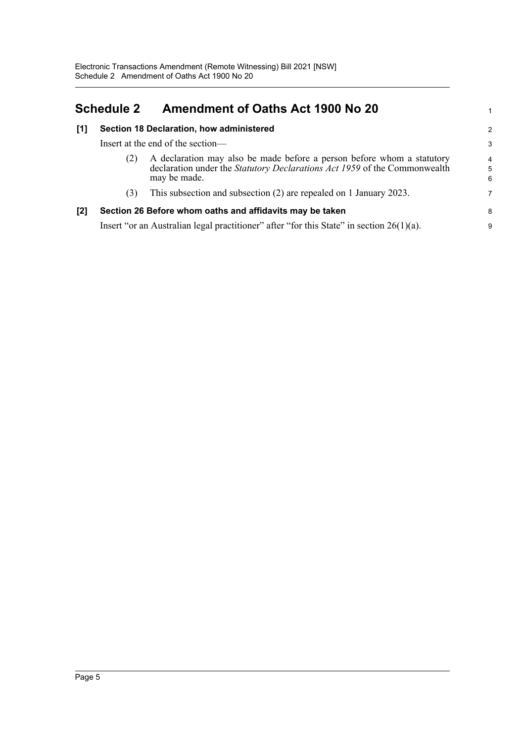# Schedule 2 Amendment of Oaths Act 1900 No 20

## [1] Section 18 Declaration, how administered

Insert at the end of the section—

(2) A declaration may also be made before a person before whom a statutory declaration under the *Statutory Declarations Act 1959* of the Commonwealth may be made.

(3) This subsection and subsection (2) are repealed on 1 January 2023.

## [2] Section 26 Before whom oaths and affidavits may be taken

Insert "or an Australian legal practitioner" after "for this State" in section 26(1)(a).